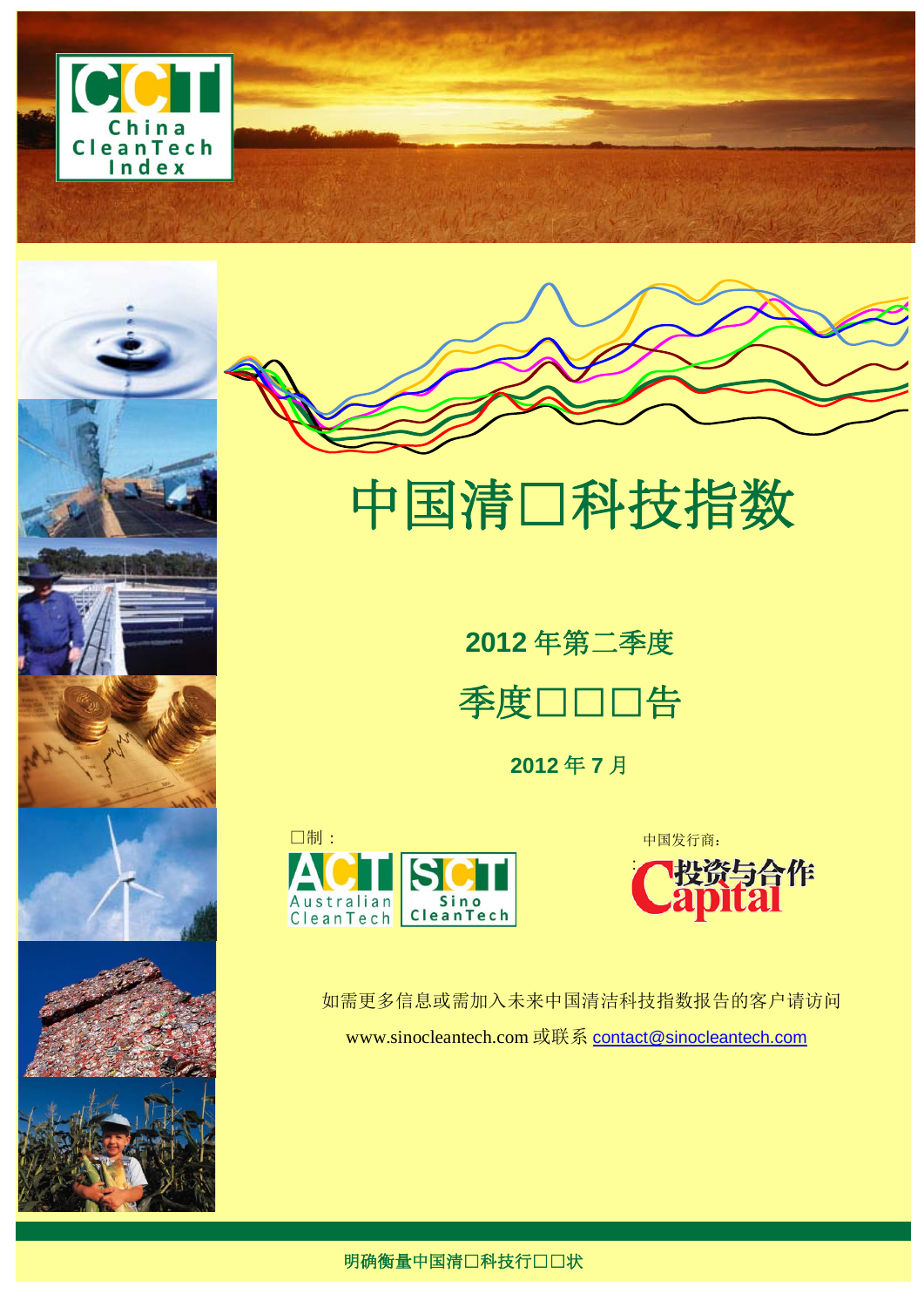# 中国清□科技指数

## 2012 年第二季度

## 季度□□□告

**2012 年 7 月**

□制：

中国发行商：

如需更多信息或需加入未来中国清洁科技指数报告的客户请访问

www.sinocleantech.com 或联系 contact@sinocleantech.com

**明确衡量中国清□科技行□□状**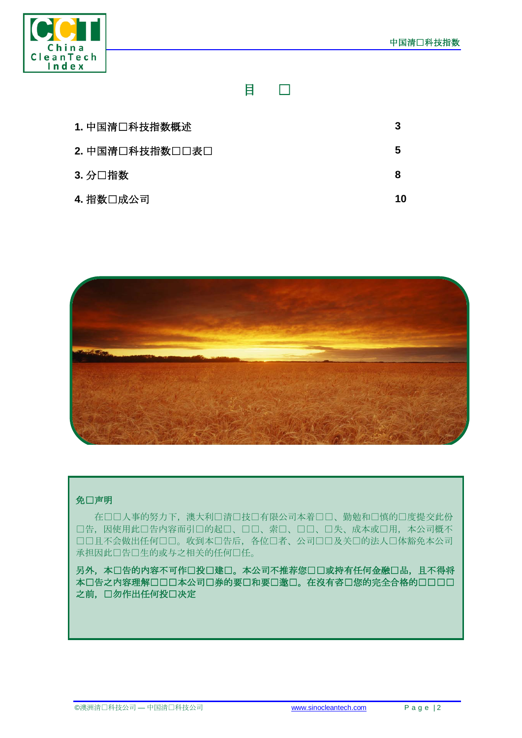# 目　□

| | |
|---|---|
| **1. 中国清□科技指数概述** | **3** |
| **2. 中国清□科技指数□□表□** | **5** |
| **3. 分□指数** | **8** |
| **4. 指数□成公司** | **10** |

**免□声明**

在□□人事的努力下，澳大利□清□技□有限公司本着□□、勤勉和□慎的□度提交此份□告，因使用此□告内容而引□的起□、□□、索□、□□、□失、成本或□用，本公司概不□□且不会做出任何□□。收到本□告后，各位□者、公司□□及关□的法人□体豁免本公司承担因此□告□生的或与之相关的任何□任。

**另外，本□告的内容不可作□投□建□。本公司不推荐您□□或持有任何金融□品，且不得将本□告之内容理解□□□本公司□券的要□和要□邀□。在没有咨□您的完全合格的□□□□之前，□勿作出任何投□决定**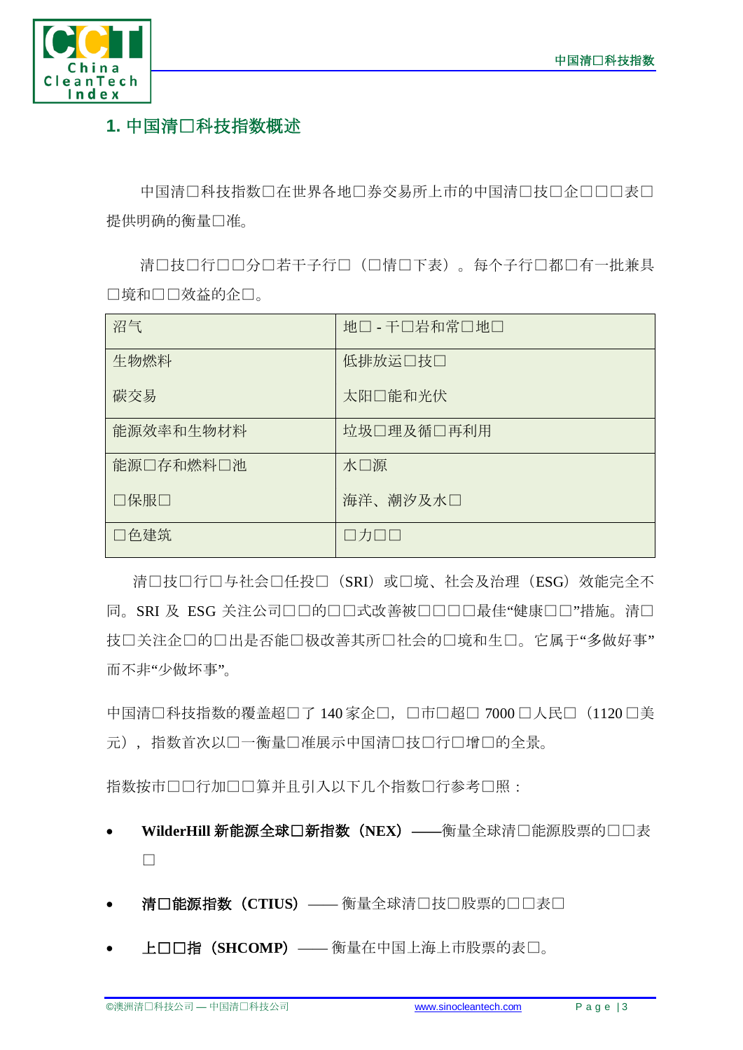## 1. 中国清□科技指数概述

中国清□科技指数□在世界各地□券交易所上市的中国清□技□企□□□表□提供明确的衡量□准。

清□技□行□□分□若干子行□（□情□下表）。每个子行□都□有一批兼具□境和□□效益的企□。

| | |
|---|---|
| 沼气 | 地□ - 干□岩和常□地□ |
| 生物燃料<br><br>碳交易 | 低排放运□技□<br><br>太阳□能和光伏 |
| 能源效率和生物材料 | 垃圾□理及循□再利用 |
| 能源□存和燃料□池<br><br>□保服□ | 水□源<br><br>海洋、潮汐及水□ |
| □色建筑 | □力□□ |

清□技□行□与社会□任投□（SRI）或□境、社会及治理（ESG）效能完全不同。SRI 及 ESG 关注公司□□的□□式改善被□□□□最佳"健康□□"措施。清□技□关注企□的□出是否能□极改善其所□社会的□境和生□。它属于"多做好事"而不非"少做坏事"。

中国清□科技指数的覆盖超□了 140 家企□，□市□超□ 7000 □人民□（1120 □美元），指数首次以□一衡量□准展示中国清□技□行□增□的全景。

指数按市□□行加□□算并且引入以下几个指数□行参考□照：

- **WilderHill 新能源全球□新指数（NEX）**——衡量全球清□能源股票的□□表□
- **清□能源指数（CTIUS）**—— 衡量全球清□技□股票的□□表□
- **上□□指（SHCOMP）**—— 衡量在中国上海上市股票的表□。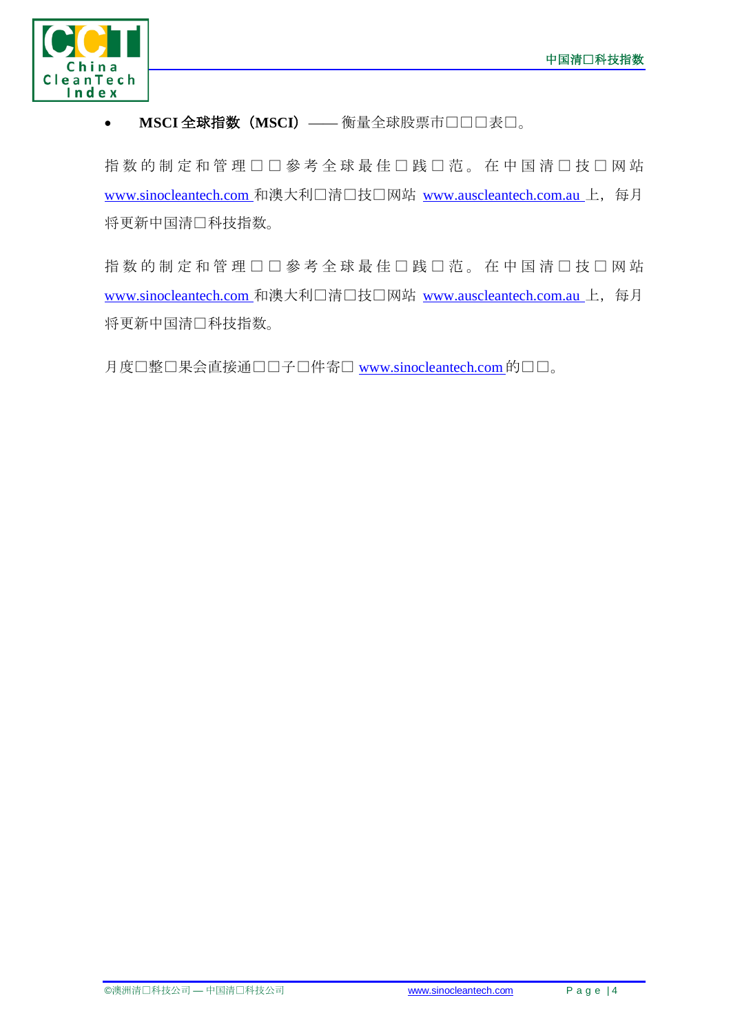- **MSCI 全球指数（MSCI）**—— 衡量全球股票市□□□表□。

指数的制定和管理□□参考全球最佳□践□范。在中国清□技□网站 www.sinocleantech.com 和澳大利□清□技□网站 www.auscleantech.com.au 上，每月将更新中国清□科技指数。

指数的制定和管理□□参考全球最佳□践□范。在中国清□技□网站 www.sinocleantech.com 和澳大利□清□技□网站 www.auscleantech.com.au 上，每月将更新中国清□科技指数。

月度□整□果会直接通□□子□件寄□ www.sinocleantech.com 的□□。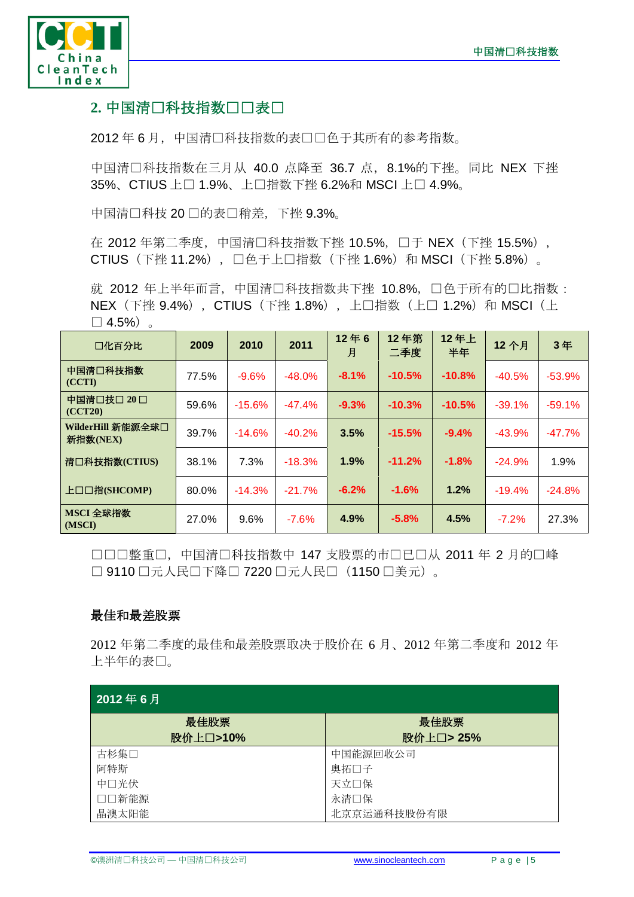## 2. 中国清□科技指数□□表□

2012 年 6 月，中国清□科技指数的表□□色于其所有的参考指数。

中国清□科技指数在三月从 40.0 点降至 36.7 点，8.1%的下挫。同比 NEX 下挫 35%、CTIUS 上□ 1.9%、上□指数下挫 6.2%和 MSCI 上□ 4.9%。

中国清□科技 20 □的表□稍差，下挫 9.3%。

在 2012 年第二季度，中国清□科技指数下挫 10.5%，□于 NEX（下挫 15.5%），CTIUS（下挫 11.2%），□色于上□指数（下挫 1.6%）和 MSCI（下挫 5.8%）。

就 2012 年上半年而言，中国清□科技指数共下挫 10.8%，□色于所有的□比指数：NEX（下挫 9.4%），CTIUS（下挫 1.8%），上□指数（上□ 1.2%）和 MSCI（上□ 4.5%）。

| □化百分比 | 2009 | 2010 | 2011 | 12 年 6 月 | 12 年第二季度 | 12 年上半年 | 12 个月 | 3 年 |
|---|---|---|---|---|---|---|---|---|
| 中国清□科技指数 (CCTI) | 77.5% | -9.6% | -48.0% | **-8.1%** | **-10.5%** | **-10.8%** | -40.5% | -53.9% |
| 中国清□技□ 20 □ (CCT20) | 59.6% | -15.6% | -47.4% | **-9.3%** | **-10.3%** | **-10.5%** | -39.1% | -59.1% |
| WilderHill 新能源全球□新指数(NEX) | 39.7% | -14.6% | -40.2% | **3.5%** | **-15.5%** | **-9.4%** | -43.9% | -47.7% |
| 清□科技指数(CTIUS) | 38.1% | 7.3% | -18.3% | **1.9%** | **-11.2%** | **-1.8%** | -24.9% | 1.9% |
| 上□□指(SHCOMP) | 80.0% | -14.3% | -21.7% | **-6.2%** | **-1.6%** | **1.2%** | -19.4% | -24.8% |
| MSCI 全球指数 (MSCI) | 27.0% | 9.6% | -7.6% | **4.9%** | **-5.8%** | **4.5%** | -7.2% | 27.3% |

□□□整重□，中国清□科技指数中 147 支股票的市□已□从 2011 年 2 月的□峰□ 9110 □元人民□下降□ 7220 □元人民□（1150 □美元）。

### 最佳和最差股票

2012 年第二季度的最佳和最差股票取决于股价在 6 月、2012 年第二季度和 2012 年上半年的表□。

| 2012 年 6 月 | |
|---|---|
| **最佳股票 股价上□>10%** | **最佳股票 股价上□> 25%** |
| 古杉集□ | 中国能源回收公司 |
| 阿特斯 | 奥拓□子 |
| 中□光伏 | 天立□保 |
| □□新能源 | 永清□保 |
| 晶澳太阳能 | 北京京运通科技股份有限 |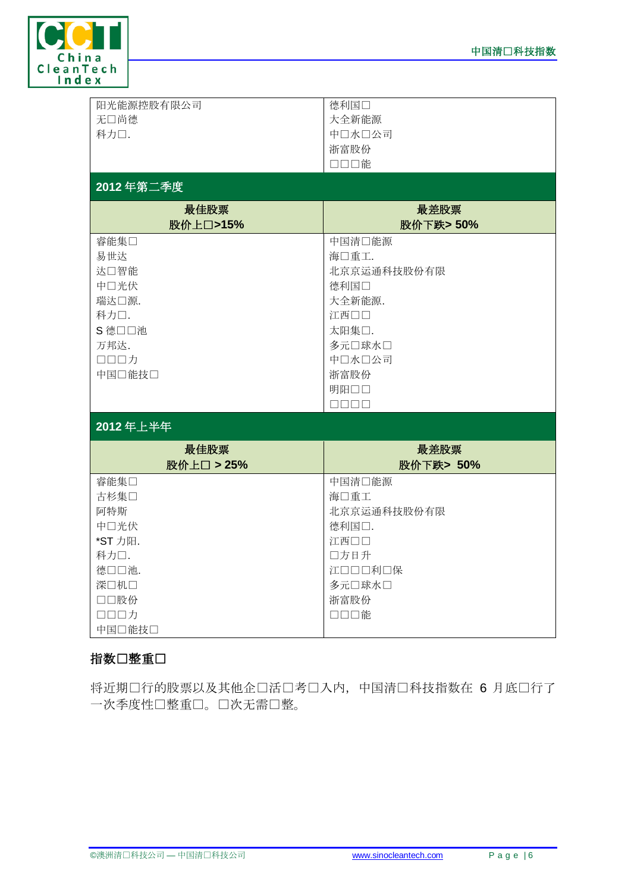| 阳光能源控股有限公司<br>无□尚德<br>科力□. | 德利国□<br>大全新能源<br>中□水□公司<br>浙富股份<br>□□□能 |
|---|---|

**2012 年第二季度**

| 最佳股票<br>股价上□>15% | 最差股票<br>股价下跌> 50% |
|---|---|
| 睿能集□ | 中国清□能源 |
| 易世达 | 海□重工. |
| 达□智能 | 北京京运通科技股份有限 |
| 中□光伏 | 德利国□ |
| 瑞达□源. | 大全新能源. |
| 科力□. | 江西□□ |
| S 德□□池 | 太阳集□. |
| 万邦达. | 多元□球水□ |
| □□□力 | 中□水□公司 |
| 中国□能技□ | 浙富股份 |
| | 明阳□□ |
| | □□□□ |

**2012 年上半年**

| 最佳股票<br>股价上□ > 25% | 最差股票<br>股价下跌> 50% |
|---|---|
| 睿能集□ | 中国清□能源 |
| 古杉集□ | 海□重工 |
| 阿特斯 | 北京京运通科技股份有限 |
| 中□光伏 | 德利国□. |
| *ST 力阳. | 江西□□ |
| 科力□. | □方日升 |
| 德□□池. | 江□□□利□保 |
| 深□机□ | 多元□球水□ |
| □□股份 | 浙富股份 |
| □□□力 | □□□能 |
| 中国□能技□ | |

## 指数□整重□

将近期□行的股票以及其他企□活□考□入内，中国清□科技指数在 6 月底□行了一次季度性□整重□。□次无需□整。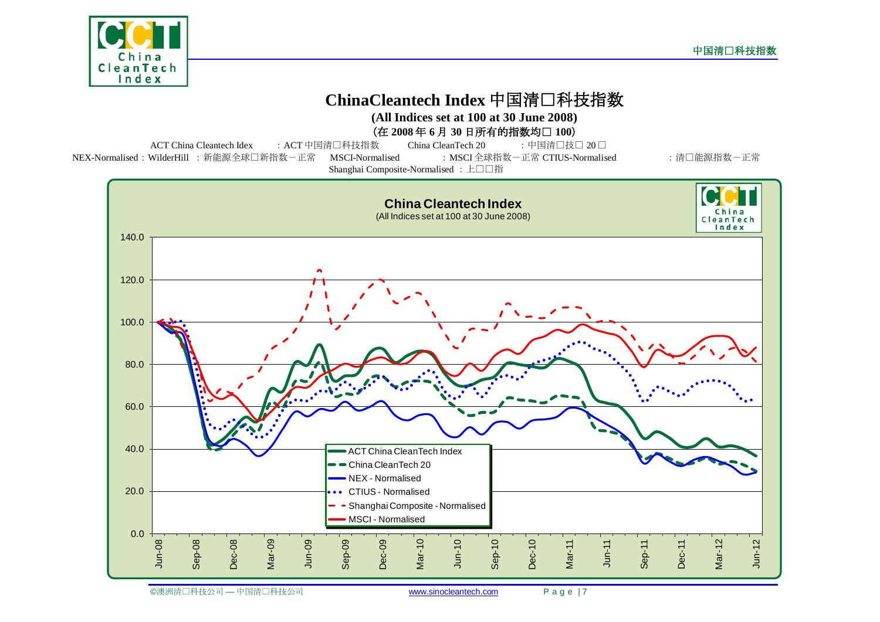# ChinaCleantech Index 中国清□科技指数

**(All Indices set at 100 at 30 June 2008)**

**（在 2008 年 6 月 30 日所有的指数均□ 100）**

ACT China Cleantech Idex ：ACT 中国清□科技指数 China CleanTech 20 ：中国清□技□ 20 □

NEX-Normalised：WilderHill ：新能源全球□新指数－正常 MSCI-Normalised ：MSCI 全球指数－正常 CTIUS-Normalised ：清□能源指数－正常

Shanghai Composite-Normalised ：上□□指

**China Cleantech Index**

(All Indices set at 100 at 30 June 2008)

- ACT China CleanTech Index
- China CleanTech 20
- NEX - Normalised
- CTIUS - Normalised
- Shanghai Composite - Normalised
- MSCI - Normalised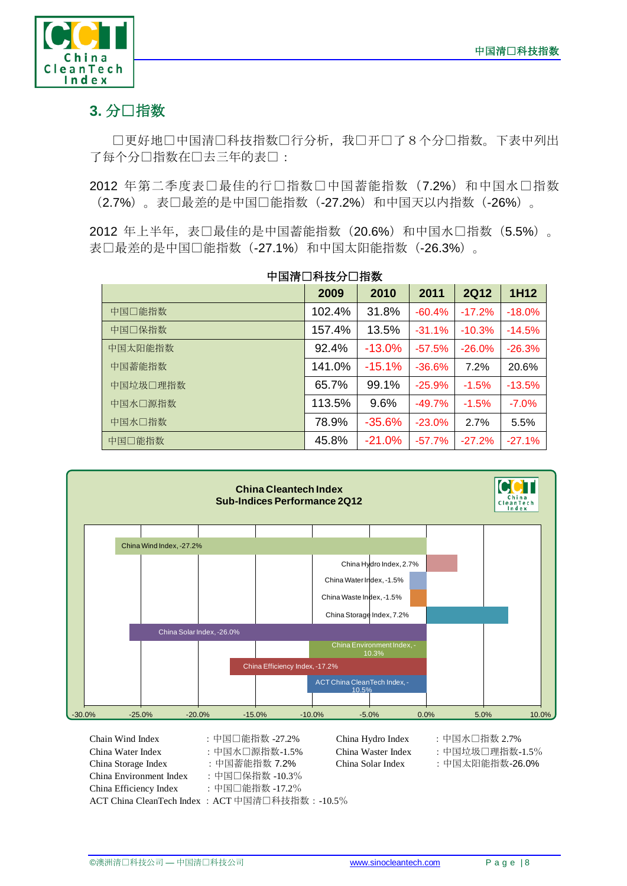## 3. 分□指数

□更好地□中国清□科技指数□行分析，我□开□了 8 个分□指数。下表中列出了每个分□指数在□去三年的表□：

2012 年第二季度表□最佳的行□指数□中国蓄能指数（7.2%）和中国水□指数（2.7%）。表□最差的是中国□能指数（-27.2%）和中国天以内指数（-26%）。

2012 年上半年，表□最佳的是中国蓄能指数（20.6%）和中国水□指数（5.5%）。表□最差的是中国□能指数（-27.1%）和中国太阳能指数（-26.3%）。

**中国清□科技分□指数**

| | 2009 | 2010 | 2011 | 2Q12 | 1H12 |
|---|---|---|---|---|---|
| 中国□能指数 | 102.4% | 31.8% | -60.4% | -17.2% | -18.0% |
| 中国□保指数 | 157.4% | 13.5% | -31.1% | -10.3% | -14.5% |
| 中国太阳能指数 | 92.4% | -13.0% | -57.5% | -26.0% | -26.3% |
| 中国蓄能指数 | 141.0% | -15.1% | -36.6% | 7.2% | 20.6% |
| 中国垃圾□理指数 | 65.7% | 99.1% | -25.9% | -1.5% | -13.5% |
| 中国水□源指数 | 113.5% | 9.6% | -49.7% | -1.5% | -7.0% |
| 中国水□指数 | 78.9% | -35.6% | -23.0% | 2.7% | 5.5% |
| 中国□能指数 | 45.8% | -21.0% | -57.7% | -27.2% | -27.1% |

**China Cleantech Index**
**Sub-Indices Performance 2Q12**

| Index | 2Q12 |
|---|---|
| China Wind Index | -27.2% |
| China Hydro Index | 2.7% |
| China Water Index | -1.5% |
| China Waste Index | -1.5% |
| China Storage Index | 7.2% |
| China Solar Index | -26.0% |
| China Environment Index | -10.3% |
| China Efficiency Index | -17.2% |
| ACT China CleanTech Index | -10.5% |

Chain Wind Index ：中国□能指数 -27.2%
China Water Index ：中国水□源指数-1.5%
China Storage Index ：中国蓄能指数 7.2%
China Environment Index ：中国□保指数 -10.3%
China Efficiency Index ：中国□能指数 -17.2%
ACT China CleanTech Index ：ACT 中国清□科技指数：-10.5%
China Hydro Index ：中国水□指数 2.7%
China Waster Index ：中国垃圾□理指数-1.5%
China Solar Index ：中国太阳能指数-26.0%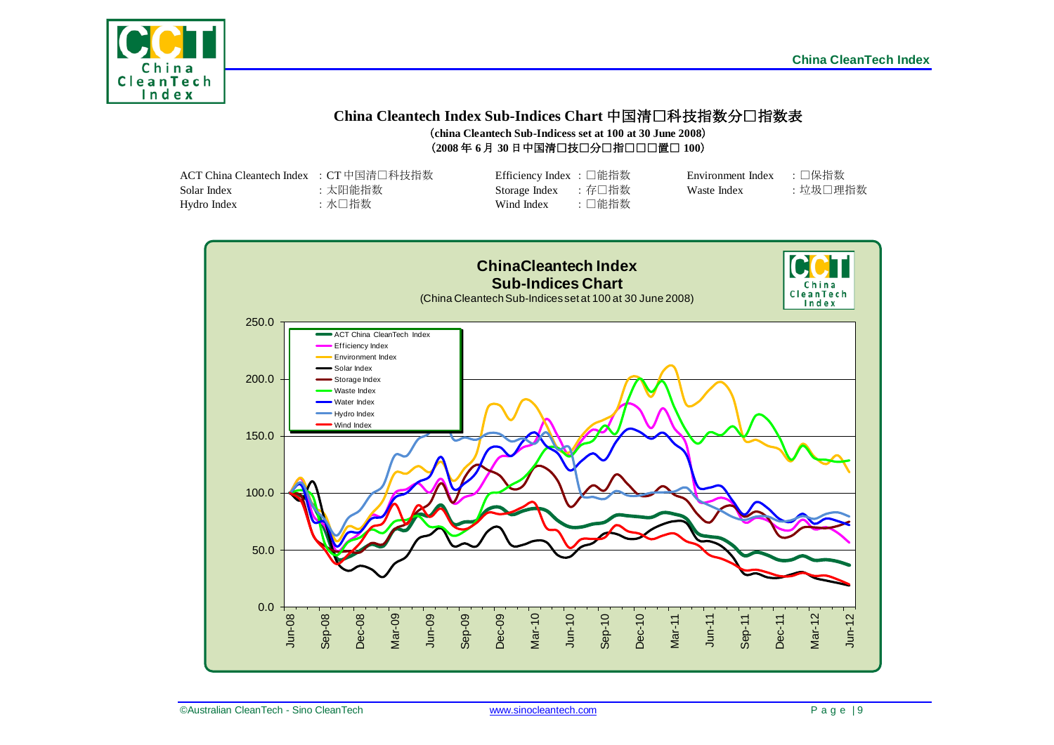# China Cleantech Index Sub-Indices Chart 中国清□科技指数分□指数表

（china Cleantech Sub-Indicess set at 100 at 30 June 2008）

（2008 年 6 月 30 日中国清□技□分□指□□□置□ 100）

| | | | | | |
|---|---|---|---|---|---|
| ACT China Cleantech Index | : CT 中国清□科技指数 | Efficiency Index | : □能指数 | Environment Index | : □保指数 |
| Solar Index | : 太阳能指数 | Storage Index | : 存□指数 | Waste Index | : 垃圾□理指数 |
| Hydro Index | : 水□指数 | Wind Index | : □能指数 | | |

**ChinaCleantech Index Sub-Indices Chart**

(China Cleantech Sub-Indices set at 100 at 30 June 2008)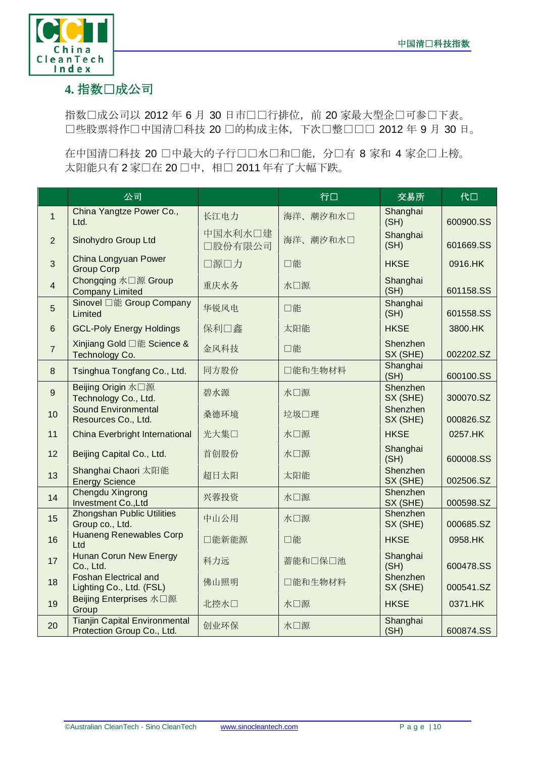## 4. 指数□成公司

指数□成公司以 2012 年 6 月 30 日市□□行排位，前 20 家最大型企□可参□下表。□些股票将作□中国清□科技 20 □的构成主体，下次□整□□□ 2012 年 9 月 30 日。

在中国清□科技 20 □中最大的子行□□水□和□能，分□有 8 家和 4 家企□上榜。太阳能只有 2 家□在 20 □中，相□ 2011 年有了大幅下跌。

| | 公司 | | 行□ | 交易所 | 代□ |
|---|---|---|---|---|---|
| 1 | China Yangtze Power Co., Ltd. | 长江电力 | 海洋、潮汐和水□ | Shanghai (SH) | 600900.SS |
| 2 | Sinohydro Group Ltd | 中国水利水□建□股份有限公司 | 海洋、潮汐和水□ | Shanghai (SH) | 601669.SS |
| 3 | China Longyuan Power Group Corp | □源□力 | □能 | HKSE | 0916.HK |
| 4 | Chongqing 水□源 Group Company Limited | 重庆水务 | 水□源 | Shanghai (SH) | 601158.SS |
| 5 | Sinovel □能 Group Company Limited | 华锐风电 | □能 | Shanghai (SH) | 601558.SS |
| 6 | GCL-Poly Energy Holdings | 保利□鑫 | 太阳能 | HKSE | 3800.HK |
| 7 | Xinjiang Gold □能 Science & Technology Co. | 金风科技 | □能 | Shenzhen SX (SHE) | 002202.SZ |
| 8 | Tsinghua Tongfang Co., Ltd. | 同方股份 | □能和生物材料 | Shanghai (SH) | 600100.SS |
| 9 | Beijing Origin 水□源 Technology Co., Ltd. | 碧水源 | 水□源 | Shenzhen SX (SHE) | 300070.SZ |
| 10 | Sound Environmental Resources Co., Ltd. | 桑德环境 | 垃圾□理 | Shenzhen SX (SHE) | 000826.SZ |
| 11 | China Everbright International | 光大集□ | 水□源 | HKSE | 0257.HK |
| 12 | Beijing Capital Co., Ltd. | 首创股份 | 水□源 | Shanghai (SH) | 600008.SS |
| 13 | Shanghai Chaori 太阳能 Energy Science | 超日太阳 | 太阳能 | Shenzhen SX (SHE) | 002506.SZ |
| 14 | Chengdu Xingrong Investment Co.,Ltd | 兴蓉投资 | 水□源 | Shenzhen SX (SHE) | 000598.SZ |
| 15 | Zhongshan Public Utilities Group co., Ltd. | 中山公用 | 水□源 | Shenzhen SX (SHE) | 000685.SZ |
| 16 | Huaneng Renewables Corp Ltd | □能新能源 | □能 | HKSE | 0958.HK |
| 17 | Hunan Corun New Energy Co., Ltd. | 科力远 | 蓄能和□保□池 | Shanghai (SH) | 600478.SS |
| 18 | Foshan Electrical and Lighting Co., Ltd. (FSL) | 佛山照明 | □能和生物材料 | Shenzhen SX (SHE) | 000541.SZ |
| 19 | Beijing Enterprises 水□源 Group | 北控水□ | 水□源 | HKSE | 0371.HK |
| 20 | Tianjin Capital Environmental Protection Group Co., Ltd. | 创业环保 | 水□源 | Shanghai (SH) | 600874.SS |